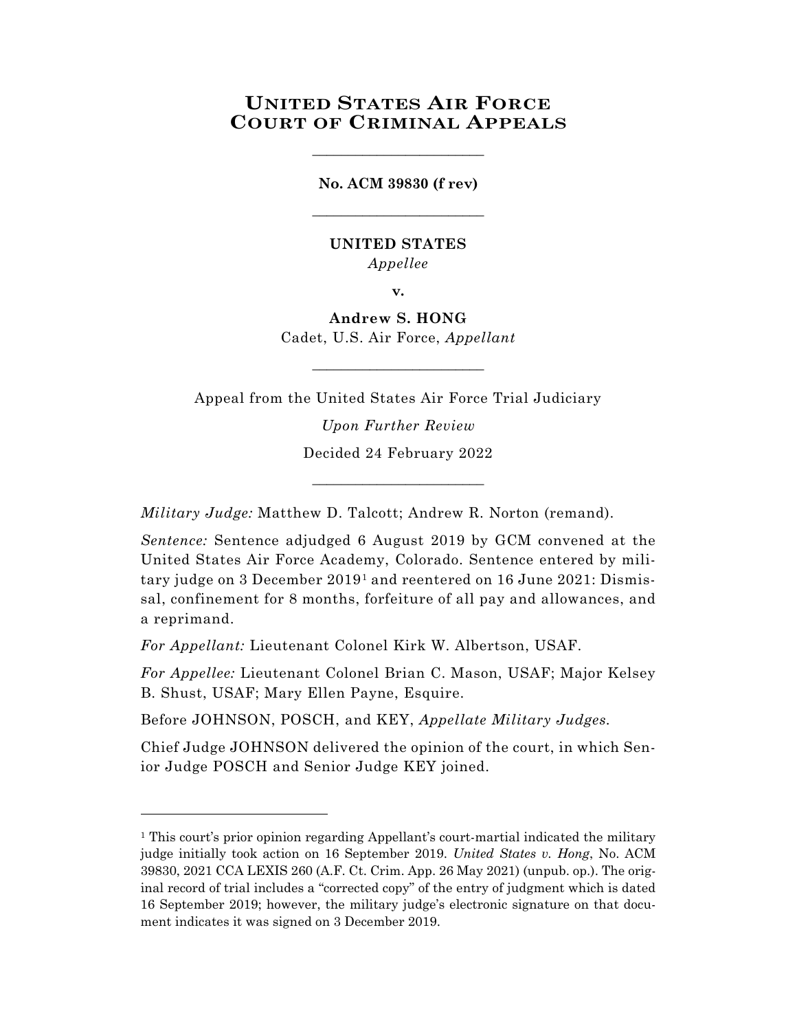# United States Air Force Court of Criminal Appeals

---

**No. ACM 39830 (f rev)**

---

**UNITED STATES**
*Appellee*

**v.**

**Andrew S. HONG**
Cadet, U.S. Air Force, *Appellant*

---

Appeal from the United States Air Force Trial Judiciary

*Upon Further Review*

Decided 24 February 2022

---

*Military Judge:* Matthew D. Talcott; Andrew R. Norton (remand).

*Sentence:* Sentence adjudged 6 August 2019 by GCM convened at the United States Air Force Academy, Colorado. Sentence entered by military judge on 3 December 2019[1] and reentered on 16 June 2021: Dismissal, confinement for 8 months, forfeiture of all pay and allowances, and a reprimand.

*For Appellant:* Lieutenant Colonel Kirk W. Albertson, USAF.

*For Appellee:* Lieutenant Colonel Brian C. Mason, USAF; Major Kelsey B. Shust, USAF; Mary Ellen Payne, Esquire.

Before JOHNSON, POSCH, and KEY, *Appellate Military Judges.*

Chief Judge JOHNSON delivered the opinion of the court, in which Senior Judge POSCH and Senior Judge KEY joined.

---

[1] This court's prior opinion regarding Appellant's court-martial indicated the military judge initially took action on 16 September 2019. *United States v. Hong*, No. ACM 39830, 2021 CCA LEXIS 260 (A.F. Ct. Crim. App. 26 May 2021) (unpub. op.). The original record of trial includes a "corrected copy" of the entry of judgment which is dated 16 September 2019; however, the military judge's electronic signature on that document indicates it was signed on 3 December 2019.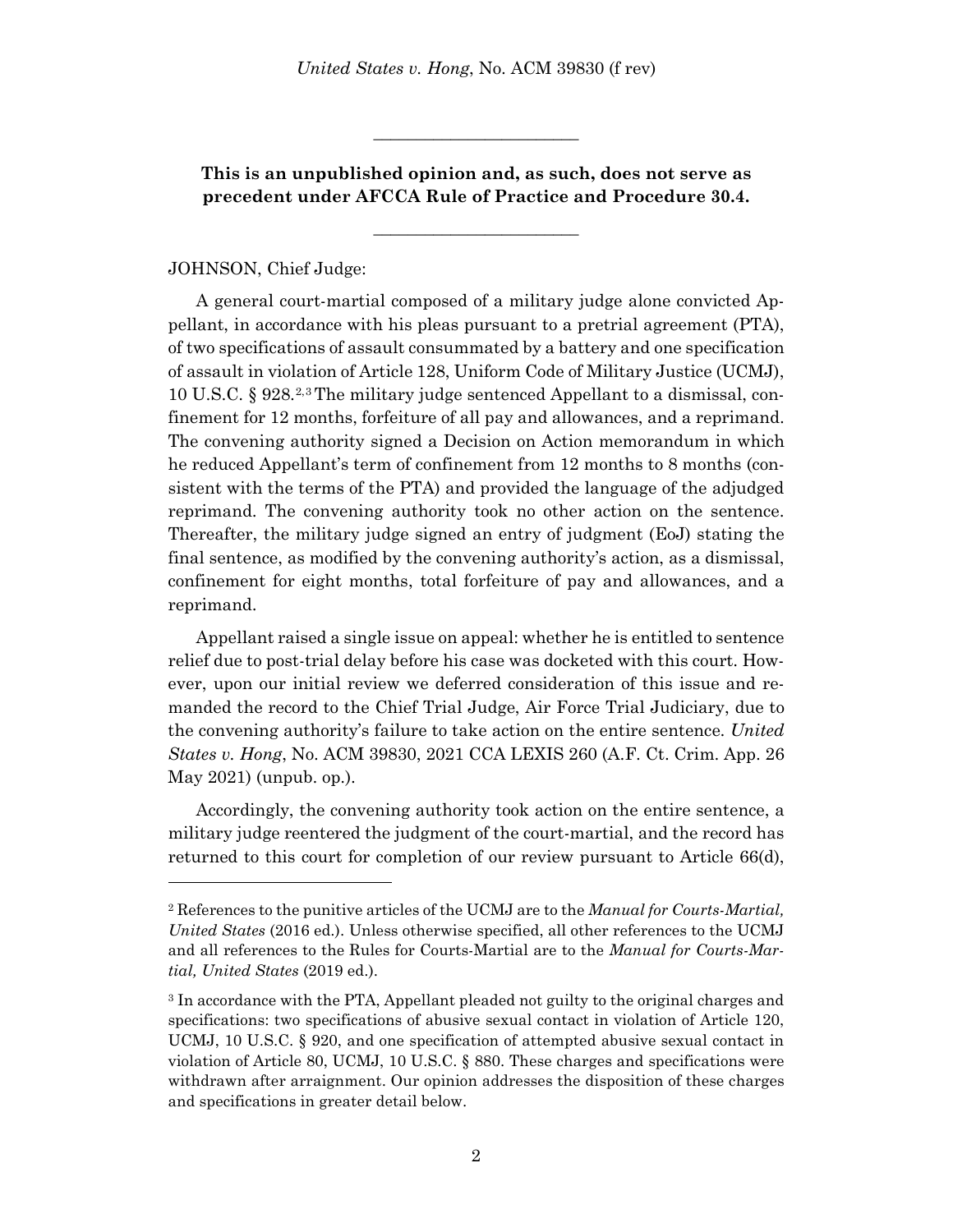This is an unpublished opinion and, as such, does not serve as precedent under AFCCA Rule of Practice and Procedure 30.4.

________________________

JOHNSON, Chief Judge:

A general court-martial composed of a military judge alone convicted Appellant, in accordance with his pleas pursuant to a pretrial agreement (PTA), of two specifications of assault consummated by a battery and one specification of assault in violation of Article 128, Uniform Code of Military Justice (UCMJ), 10 U.S.C. § 928.[2,3] The military judge sentenced Appellant to a dismissal, confinement for 12 months, forfeiture of all pay and allowances, and a reprimand. The convening authority signed a Decision on Action memorandum in which he reduced Appellant's term of confinement from 12 months to 8 months (consistent with the terms of the PTA) and provided the language of the adjudged reprimand. The convening authority took no other action on the sentence. Thereafter, the military judge signed an entry of judgment (EoJ) stating the final sentence, as modified by the convening authority's action, as a dismissal, confinement for eight months, total forfeiture of pay and allowances, and a reprimand.

Appellant raised a single issue on appeal: whether he is entitled to sentence relief due to post-trial delay before his case was docketed with this court. However, upon our initial review we deferred consideration of this issue and remanded the record to the Chief Trial Judge, Air Force Trial Judiciary, due to the convening authority's failure to take action on the entire sentence. *United States v. Hong*, No. ACM 39830, 2021 CCA LEXIS 260 (A.F. Ct. Crim. App. 26 May 2021) (unpub. op.).

Accordingly, the convening authority took action on the entire sentence, a military judge reentered the judgment of the court-martial, and the record has returned to this court for completion of our review pursuant to Article 66(d),

---

[2] References to the punitive articles of the UCMJ are to the *Manual for Courts-Martial, United States* (2016 ed.). Unless otherwise specified, all other references to the UCMJ and all references to the Rules for Courts-Martial are to the *Manual for Courts-Martial, United States* (2019 ed.).

[3] In accordance with the PTA, Appellant pleaded not guilty to the original charges and specifications: two specifications of abusive sexual contact in violation of Article 120, UCMJ, 10 U.S.C. § 920, and one specification of attempted abusive sexual contact in violation of Article 80, UCMJ, 10 U.S.C. § 880. These charges and specifications were withdrawn after arraignment. Our opinion addresses the disposition of these charges and specifications in greater detail below.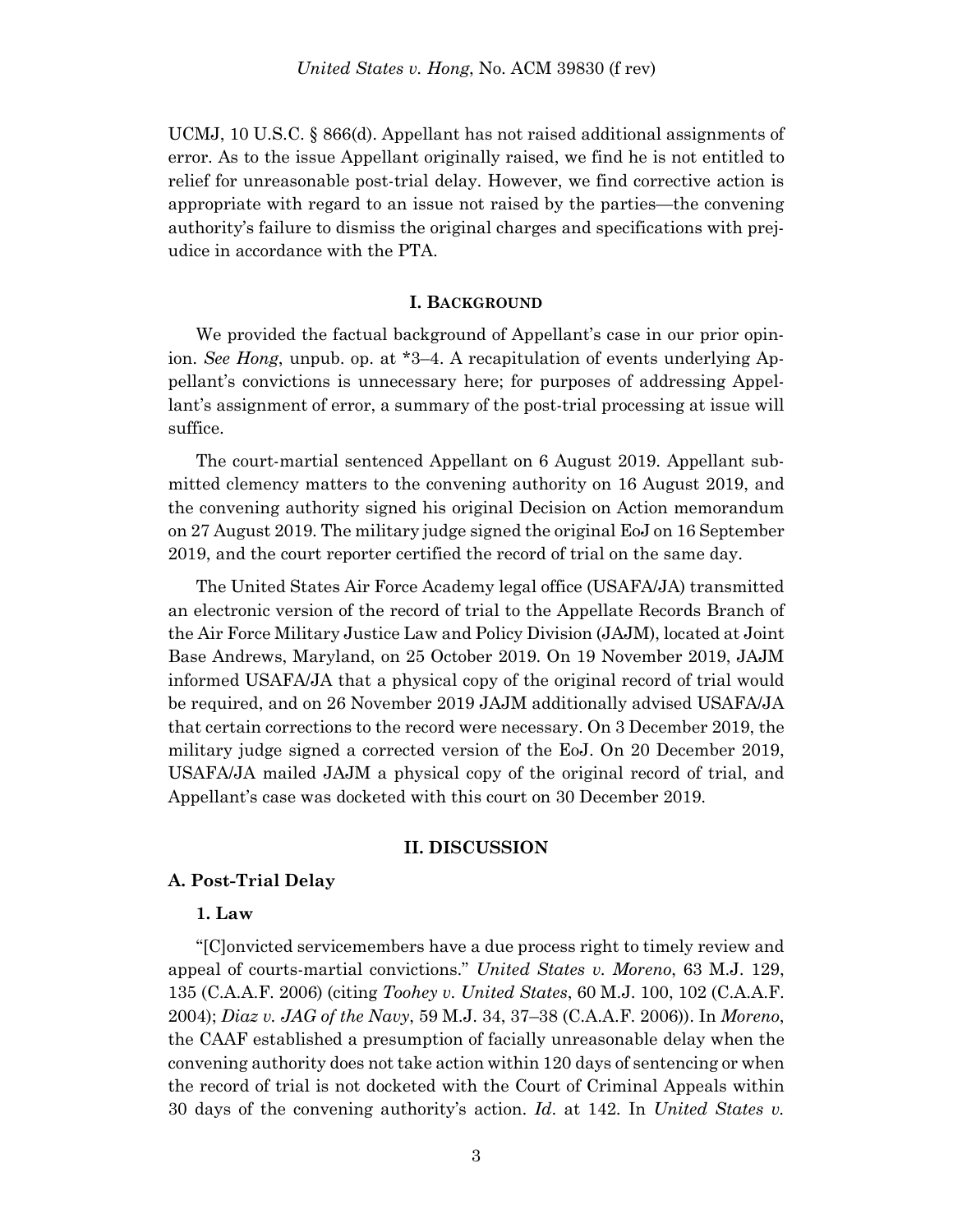UCMJ, 10 U.S.C. § 866(d). Appellant has not raised additional assignments of error. As to the issue Appellant originally raised, we find he is not entitled to relief for unreasonable post-trial delay. However, we find corrective action is appropriate with regard to an issue not raised by the parties—the convening authority's failure to dismiss the original charges and specifications with prejudice in accordance with the PTA.

## I. BACKGROUND

We provided the factual background of Appellant's case in our prior opinion. *See Hong*, unpub. op. at *3–4. A recapitulation of events underlying Appellant's convictions is unnecessary here; for purposes of addressing Appellant's assignment of error, a summary of the post-trial processing at issue will suffice.

The court-martial sentenced Appellant on 6 August 2019. Appellant submitted clemency matters to the convening authority on 16 August 2019, and the convening authority signed his original Decision on Action memorandum on 27 August 2019. The military judge signed the original EoJ on 16 September 2019, and the court reporter certified the record of trial on the same day.

The United States Air Force Academy legal office (USAFA/JA) transmitted an electronic version of the record of trial to the Appellate Records Branch of the Air Force Military Justice Law and Policy Division (JAJM), located at Joint Base Andrews, Maryland, on 25 October 2019. On 19 November 2019, JAJM informed USAFA/JA that a physical copy of the original record of trial would be required, and on 26 November 2019 JAJM additionally advised USAFA/JA that certain corrections to the record were necessary. On 3 December 2019, the military judge signed a corrected version of the EoJ. On 20 December 2019, USAFA/JA mailed JAJM a physical copy of the original record of trial, and Appellant's case was docketed with this court on 30 December 2019.

## II. DISCUSSION

### A. Post-Trial Delay

#### 1. Law

"[C]onvicted servicemembers have a due process right to timely review and appeal of courts-martial convictions." *United States v. Moreno*, 63 M.J. 129, 135 (C.A.A.F. 2006) (citing *Toohey v. United States*, 60 M.J. 100, 102 (C.A.A.F. 2004); *Diaz v. JAG of the Navy*, 59 M.J. 34, 37–38 (C.A.A.F. 2006)). In *Moreno*, the CAAF established a presumption of facially unreasonable delay when the convening authority does not take action within 120 days of sentencing or when the record of trial is not docketed with the Court of Criminal Appeals within 30 days of the convening authority's action. *Id*. at 142. In *United States v.*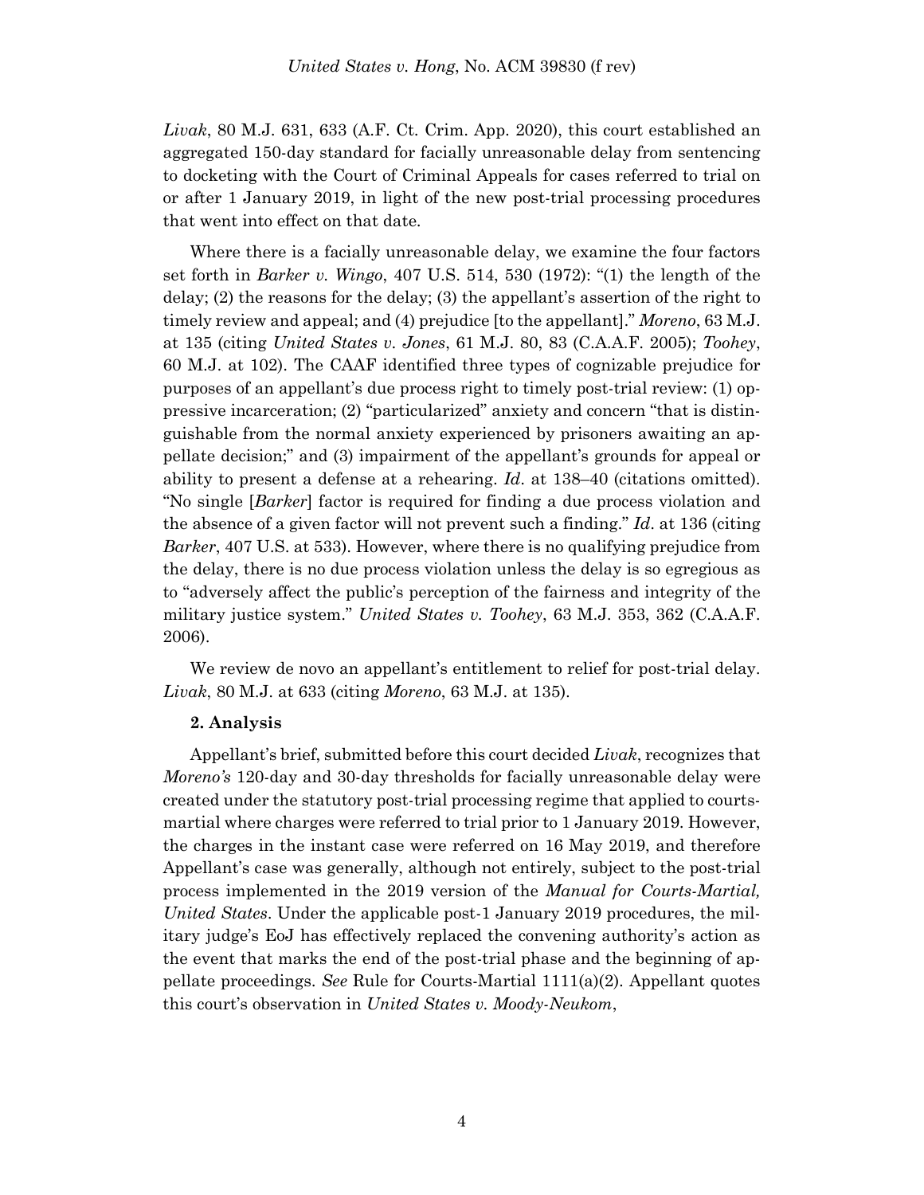*Livak*, 80 M.J. 631, 633 (A.F. Ct. Crim. App. 2020), this court established an aggregated 150-day standard for facially unreasonable delay from sentencing to docketing with the Court of Criminal Appeals for cases referred to trial on or after 1 January 2019, in light of the new post-trial processing procedures that went into effect on that date.

Where there is a facially unreasonable delay, we examine the four factors set forth in *Barker v. Wingo*, 407 U.S. 514, 530 (1972): "(1) the length of the delay; (2) the reasons for the delay; (3) the appellant's assertion of the right to timely review and appeal; and (4) prejudice [to the appellant]." *Moreno*, 63 M.J. at 135 (citing *United States v. Jones*, 61 M.J. 80, 83 (C.A.A.F. 2005); *Toohey*, 60 M.J. at 102). The CAAF identified three types of cognizable prejudice for purposes of an appellant's due process right to timely post-trial review: (1) oppressive incarceration; (2) "particularized" anxiety and concern "that is distinguishable from the normal anxiety experienced by prisoners awaiting an appellate decision;" and (3) impairment of the appellant's grounds for appeal or ability to present a defense at a rehearing. *Id*. at 138–40 (citations omitted). "No single [*Barker*] factor is required for finding a due process violation and the absence of a given factor will not prevent such a finding." *Id*. at 136 (citing *Barker*, 407 U.S. at 533). However, where there is no qualifying prejudice from the delay, there is no due process violation unless the delay is so egregious as to "adversely affect the public's perception of the fairness and integrity of the military justice system." *United States v. Toohey*, 63 M.J. 353, 362 (C.A.A.F. 2006).

We review de novo an appellant's entitlement to relief for post-trial delay. *Livak*, 80 M.J. at 633 (citing *Moreno*, 63 M.J. at 135).

**2. Analysis**

Appellant's brief, submitted before this court decided *Livak*, recognizes that *Moreno's* 120-day and 30-day thresholds for facially unreasonable delay were created under the statutory post-trial processing regime that applied to courts-martial where charges were referred to trial prior to 1 January 2019. However, the charges in the instant case were referred on 16 May 2019, and therefore Appellant's case was generally, although not entirely, subject to the post-trial process implemented in the 2019 version of the *Manual for Courts-Martial, United States*. Under the applicable post-1 January 2019 procedures, the military judge's EoJ has effectively replaced the convening authority's action as the event that marks the end of the post-trial phase and the beginning of appellate proceedings. *See* Rule for Courts-Martial 1111(a)(2). Appellant quotes this court's observation in *United States v. Moody-Neukom*,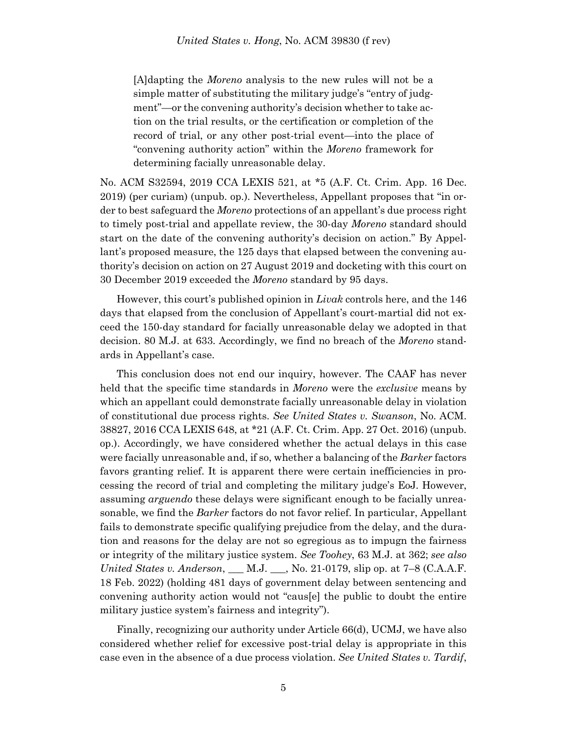> [A]dapting the *Moreno* analysis to the new rules will not be a simple matter of substituting the military judge's "entry of judgment"—or the convening authority's decision whether to take action on the trial results, or the certification or completion of the record of trial, or any other post-trial event—into the place of "convening authority action" within the *Moreno* framework for determining facially unreasonable delay.

No. ACM S32594, 2019 CCA LEXIS 521, at *5 (A.F. Ct. Crim. App. 16 Dec. 2019) (per curiam) (unpub. op.). Nevertheless, Appellant proposes that "in order to best safeguard the *Moreno* protections of an appellant's due process right to timely post-trial and appellate review, the 30-day *Moreno* standard should start on the date of the convening authority's decision on action." By Appellant's proposed measure, the 125 days that elapsed between the convening authority's decision on action on 27 August 2019 and docketing with this court on 30 December 2019 exceeded the *Moreno* standard by 95 days.

However, this court's published opinion in *Livak* controls here, and the 146 days that elapsed from the conclusion of Appellant's court-martial did not exceed the 150-day standard for facially unreasonable delay we adopted in that decision. 80 M.J. at 633. Accordingly, we find no breach of the *Moreno* standards in Appellant's case.

This conclusion does not end our inquiry, however. The CAAF has never held that the specific time standards in *Moreno* were the *exclusive* means by which an appellant could demonstrate facially unreasonable delay in violation of constitutional due process rights. *See United States v. Swanson*, No. ACM. 38827, 2016 CCA LEXIS 648, at *21 (A.F. Ct. Crim. App. 27 Oct. 2016) (unpub. op.). Accordingly, we have considered whether the actual delays in this case were facially unreasonable and, if so, whether a balancing of the *Barker* factors favors granting relief. It is apparent there were certain inefficiencies in processing the record of trial and completing the military judge's EoJ. However, assuming *arguendo* these delays were significant enough to be facially unreasonable, we find the *Barker* factors do not favor relief. In particular, Appellant fails to demonstrate specific qualifying prejudice from the delay, and the duration and reasons for the delay are not so egregious as to impugn the fairness or integrity of the military justice system. *See Toohey*, 63 M.J. at 362; *see also United States v. Anderson*, ___ M.J. ___, No. 21-0179, slip op. at 7–8 (C.A.A.F. 18 Feb. 2022) (holding 481 days of government delay between sentencing and convening authority action would not "caus[e] the public to doubt the entire military justice system's fairness and integrity").

Finally, recognizing our authority under Article 66(d), UCMJ, we have also considered whether relief for excessive post-trial delay is appropriate in this case even in the absence of a due process violation. *See United States v. Tardif*,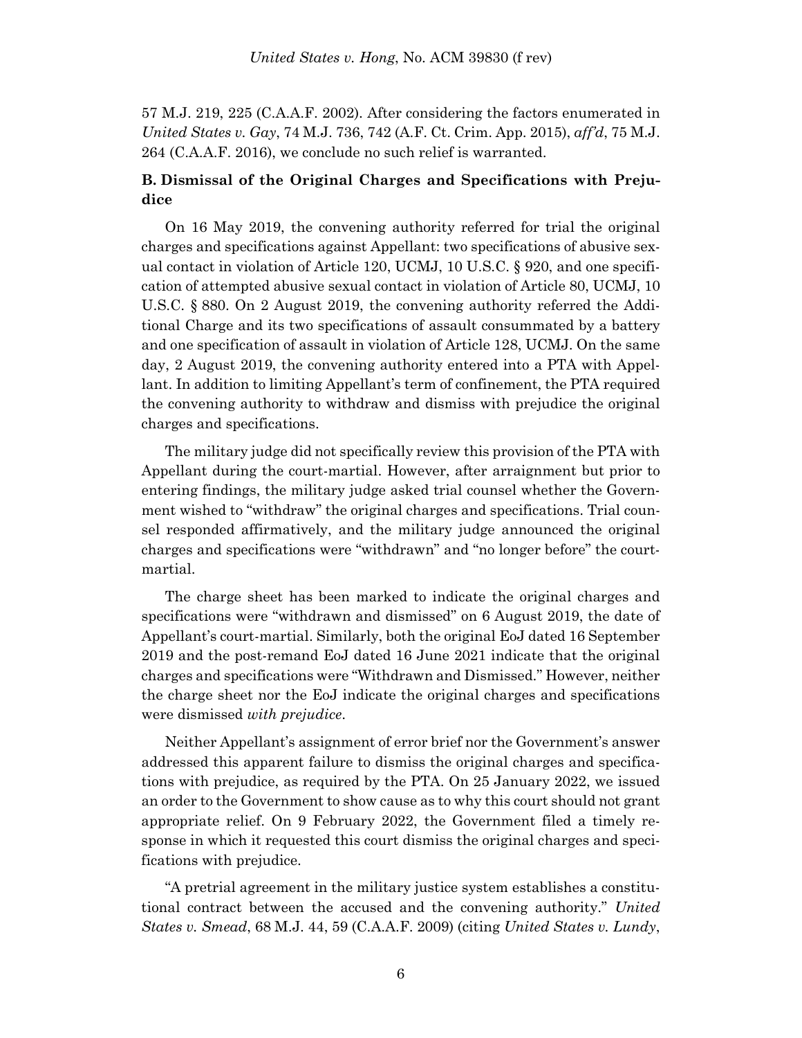57 M.J. 219, 225 (C.A.A.F. 2002). After considering the factors enumerated in *United States v. Gay*, 74 M.J. 736, 742 (A.F. Ct. Crim. App. 2015), *aff'd*, 75 M.J. 264 (C.A.A.F. 2016), we conclude no such relief is warranted.

### B. Dismissal of the Original Charges and Specifications with Prejudice

On 16 May 2019, the convening authority referred for trial the original charges and specifications against Appellant: two specifications of abusive sexual contact in violation of Article 120, UCMJ, 10 U.S.C. § 920, and one specification of attempted abusive sexual contact in violation of Article 80, UCMJ, 10 U.S.C. § 880. On 2 August 2019, the convening authority referred the Additional Charge and its two specifications of assault consummated by a battery and one specification of assault in violation of Article 128, UCMJ. On the same day, 2 August 2019, the convening authority entered into a PTA with Appellant. In addition to limiting Appellant's term of confinement, the PTA required the convening authority to withdraw and dismiss with prejudice the original charges and specifications.

The military judge did not specifically review this provision of the PTA with Appellant during the court-martial. However, after arraignment but prior to entering findings, the military judge asked trial counsel whether the Government wished to "withdraw" the original charges and specifications. Trial counsel responded affirmatively, and the military judge announced the original charges and specifications were "withdrawn" and "no longer before" the court-martial.

The charge sheet has been marked to indicate the original charges and specifications were "withdrawn and dismissed" on 6 August 2019, the date of Appellant's court-martial. Similarly, both the original EoJ dated 16 September 2019 and the post-remand EoJ dated 16 June 2021 indicate that the original charges and specifications were "Withdrawn and Dismissed." However, neither the charge sheet nor the EoJ indicate the original charges and specifications were dismissed *with prejudice*.

Neither Appellant's assignment of error brief nor the Government's answer addressed this apparent failure to dismiss the original charges and specifications with prejudice, as required by the PTA. On 25 January 2022, we issued an order to the Government to show cause as to why this court should not grant appropriate relief. On 9 February 2022, the Government filed a timely response in which it requested this court dismiss the original charges and specifications with prejudice.

"A pretrial agreement in the military justice system establishes a constitutional contract between the accused and the convening authority." *United States v. Smead*, 68 M.J. 44, 59 (C.A.A.F. 2009) (citing *United States v. Lundy*,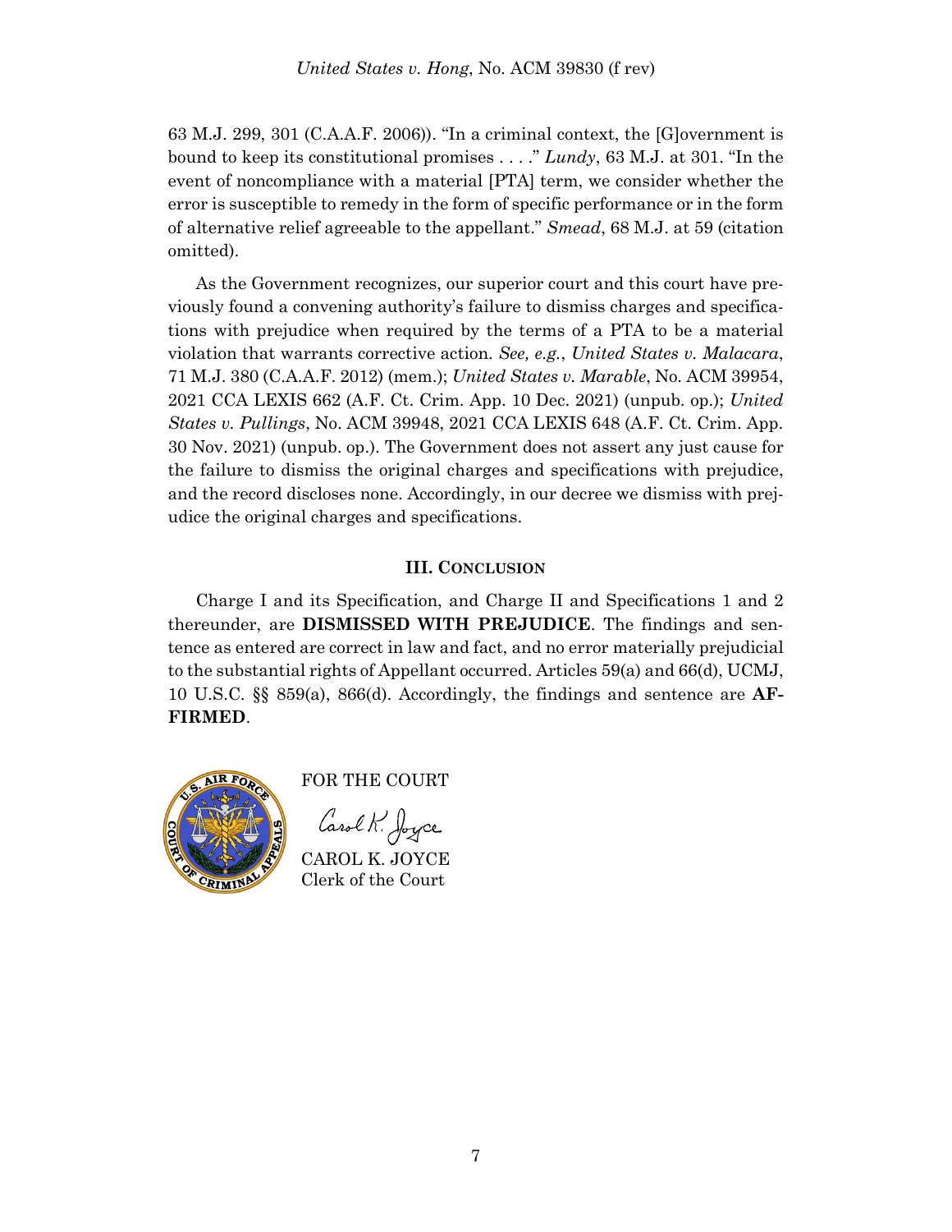63 M.J. 299, 301 (C.A.A.F. 2006)). "In a criminal context, the [G]overnment is bound to keep its constitutional promises . . . ." *Lundy*, 63 M.J. at 301. "In the event of noncompliance with a material [PTA] term, we consider whether the error is susceptible to remedy in the form of specific performance or in the form of alternative relief agreeable to the appellant." *Smead*, 68 M.J. at 59 (citation omitted).

As the Government recognizes, our superior court and this court have previously found a convening authority's failure to dismiss charges and specifications with prejudice when required by the terms of a PTA to be a material violation that warrants corrective action. *See, e.g.*, *United States v. Malacara*, 71 M.J. 380 (C.A.A.F. 2012) (mem.); *United States v. Marable*, No. ACM 39954, 2021 CCA LEXIS 662 (A.F. Ct. Crim. App. 10 Dec. 2021) (unpub. op.); *United States v. Pullings*, No. ACM 39948, 2021 CCA LEXIS 648 (A.F. Ct. Crim. App. 30 Nov. 2021) (unpub. op.). The Government does not assert any just cause for the failure to dismiss the original charges and specifications with prejudice, and the record discloses none. Accordingly, in our decree we dismiss with prejudice the original charges and specifications.

### III. CONCLUSION

Charge I and its Specification, and Charge II and Specifications 1 and 2 thereunder, are **DISMISSED WITH PREJUDICE**. The findings and sentence as entered are correct in law and fact, and no error materially prejudicial to the substantial rights of Appellant occurred. Articles 59(a) and 66(d), UCMJ, 10 U.S.C. §§ 859(a), 866(d). Accordingly, the findings and sentence are **AFFIRMED**.

FOR THE COURT

CAROL K. JOYCE
Clerk of the Court